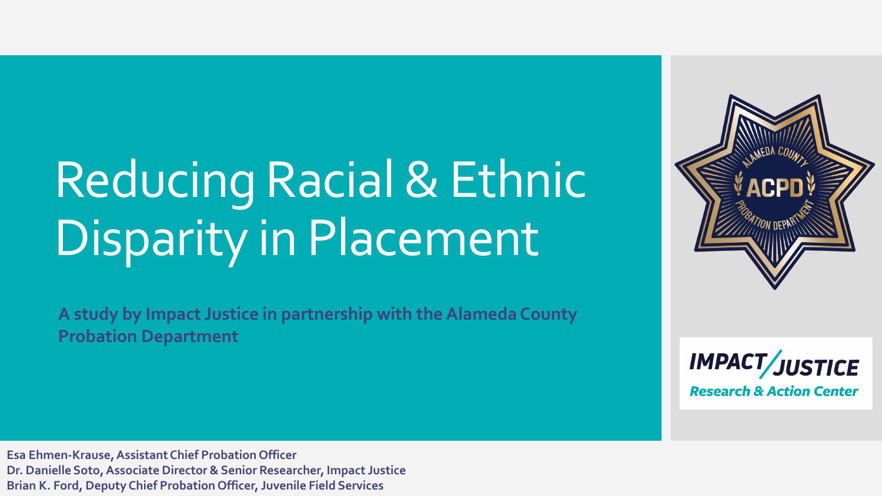# Reducing Racial & Ethnic Disparity in Placement

**A study by Impact Justice in partnership with the Alameda County Probation Department**

**Esa Ehmen-Krause, Assistant Chief Probation Officer**
**Dr. Danielle Soto, Associate Director & Senior Researcher, Impact Justice**
**Brian K. Ford, Deputy Chief Probation Officer, Juvenile Field Services**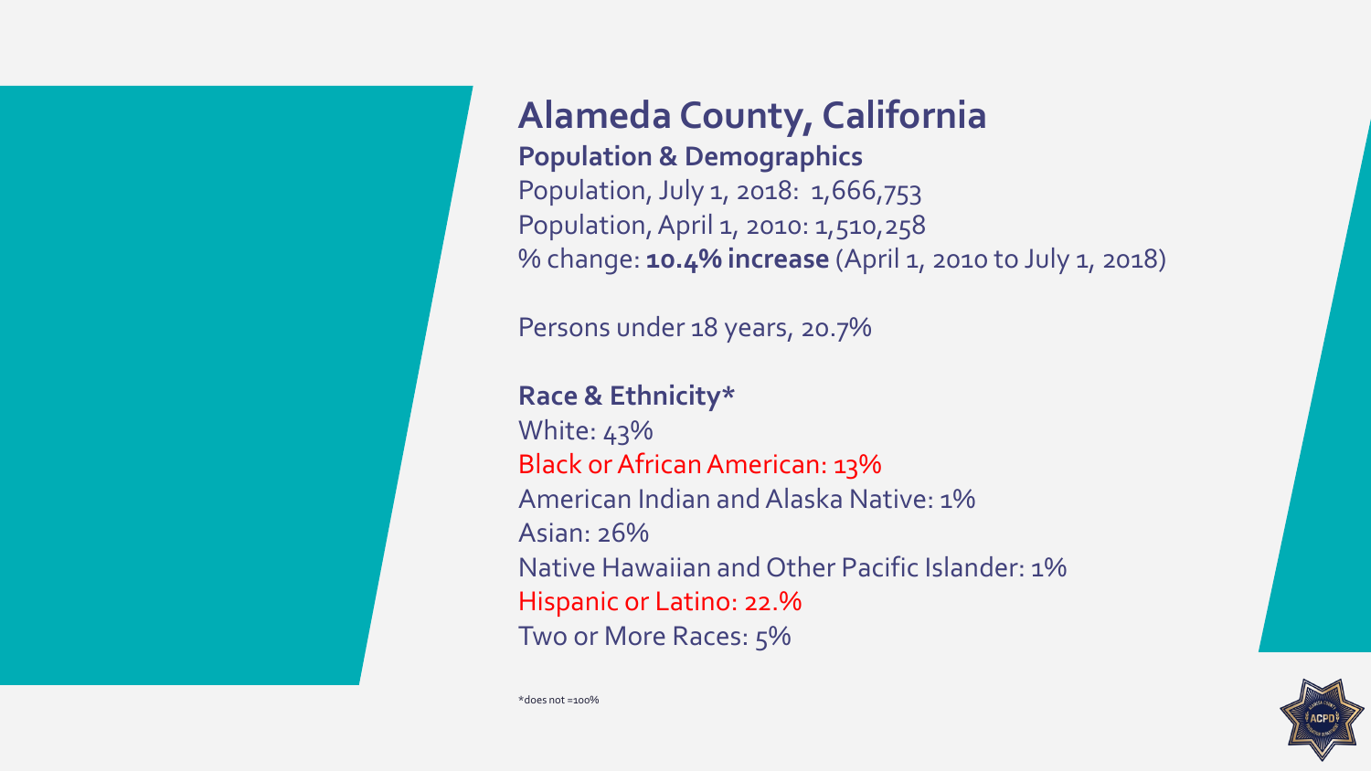# Alameda County, California

## Population & Demographics

Population, July 1, 2018: 1,666,753
Population, April 1, 2010: 1,510,258
% change: **10.4% increase** (April 1, 2010 to July 1, 2018)

Persons under 18 years, 20.7%

## Race & Ethnicity*

White: 43%
Black or African American: 13%
American Indian and Alaska Native: 1%
Asian: 26%
Native Hawaiian and Other Pacific Islander: 1%
Hispanic or Latino: 22.%
Two or More Races: 5%

*does not =100%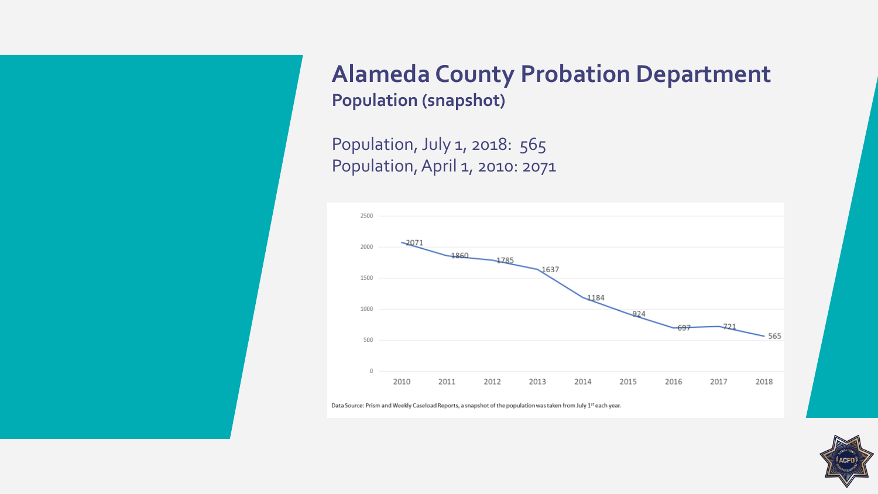# Alameda County Probation Department

## Population (snapshot)

Population, July 1, 2018: 565
Population, April 1, 2010: 2071

| Year | Population |
| --- | --- |
| 2010 | 2071 |
| 2011 | 1860 |
| 2012 | 1785 |
| 2013 | 1637 |
| 2014 | 1184 |
| 2015 | 924 |
| 2016 | 697 |
| 2017 | 721 |
| 2018 | 565 |

Data Source: Prism and Weekly Caseload Reports, a snapshot of the population was taken from July 1st each year.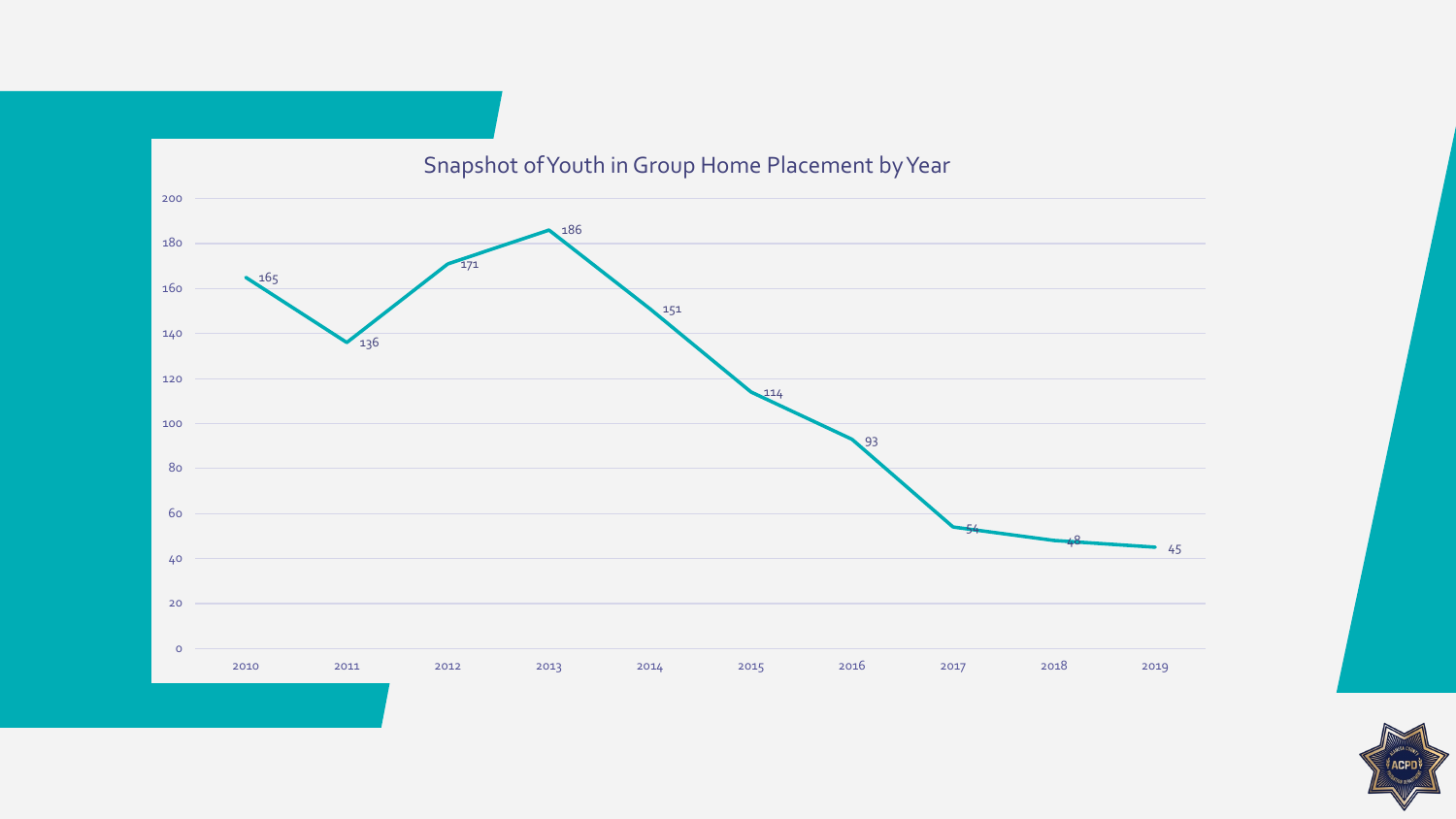## Snapshot of Youth in Group Home Placement by Year

| Year | Youth in Group Home Placement |
|---|---|
| 2010 | 165 |
| 2011 | 136 |
| 2012 | 171 |
| 2013 | 186 |
| 2014 | 151 |
| 2015 | 114 |
| 2016 | 93 |
| 2017 | 54 |
| 2018 | 48 |
| 2019 | 45 |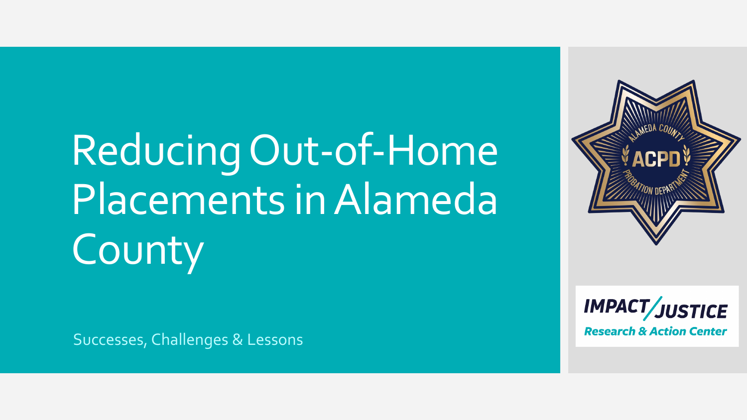# Reducing Out-of-Home Placements in Alameda County

Successes, Challenges & Lessons

ALAMEDA COUNTY ACPD PROBATION DEPARTMENT

IMPACT/JUSTICE Research & Action Center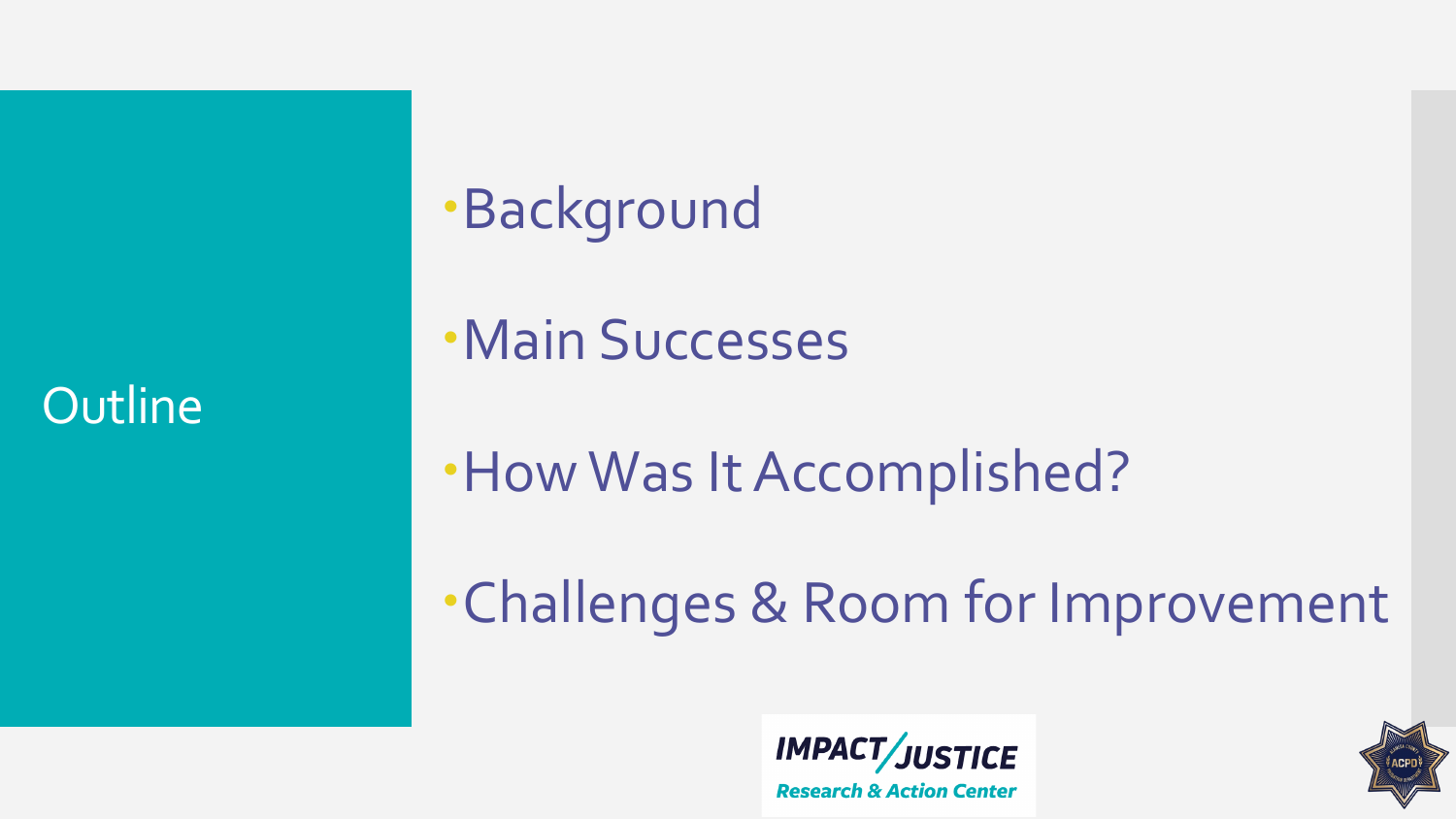# Outline

- Background
- Main Successes
- How Was It Accomplished?
- Challenges & Room for Improvement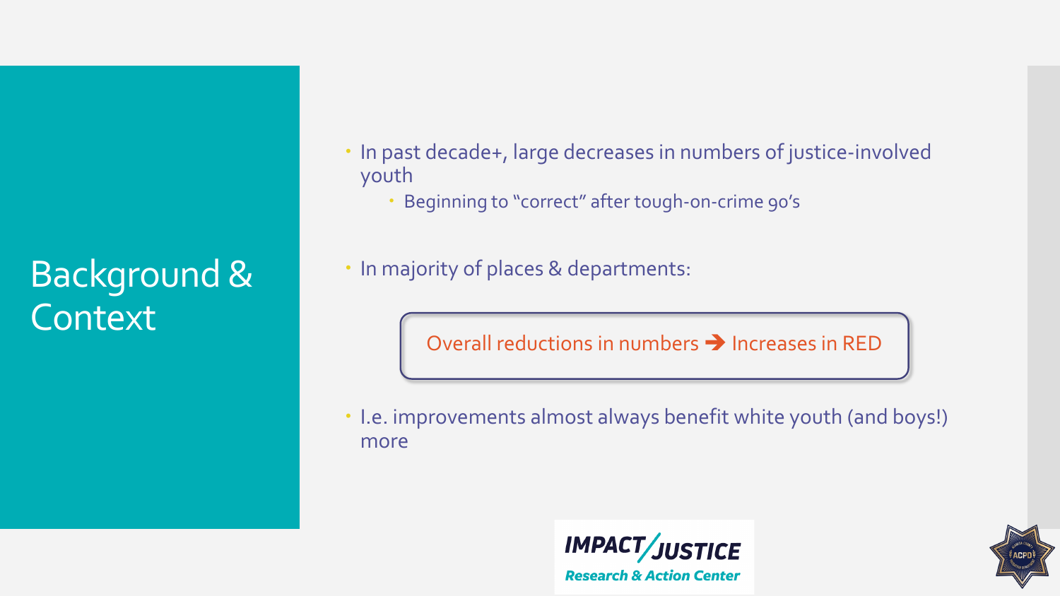# Background & Context

- In past decade+, large decreases in numbers of justice-involved youth
  - Beginning to "correct" after tough-on-crime 90's
- In majority of places & departments:

Overall reductions in numbers ➔ Increases in RED

- I.e. improvements almost always benefit white youth (and boys!) more

IMPACT/JUSTICE
Research & Action Center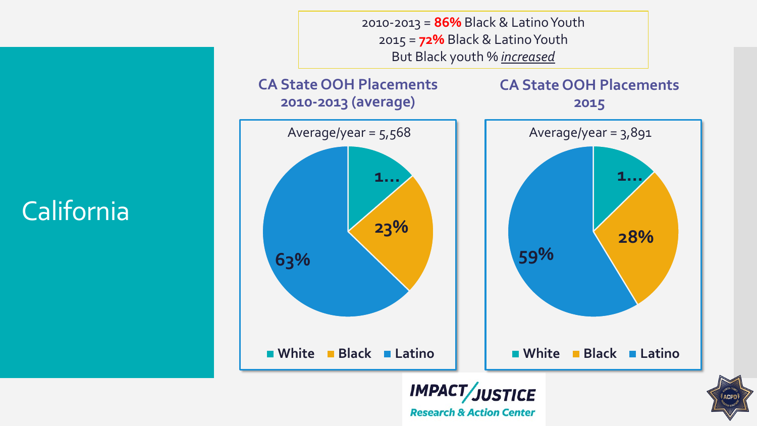# California

2010-2013 = **86%** Black & Latino Youth
2015 = **72%** Black & Latino Youth
But Black youth % *increased*

## CA State OOH Placements 2010-2013 (average)

Average/year = 5,568

| White | Black | Latino |
|---|---|---|
| 1... | 23% | 63% |

## CA State OOH Placements 2015

Average/year = 3,891

| White | Black | Latino |
|---|---|---|
| 1... | 28% | 59% |

IMPACT/JUSTICE Research & Action Center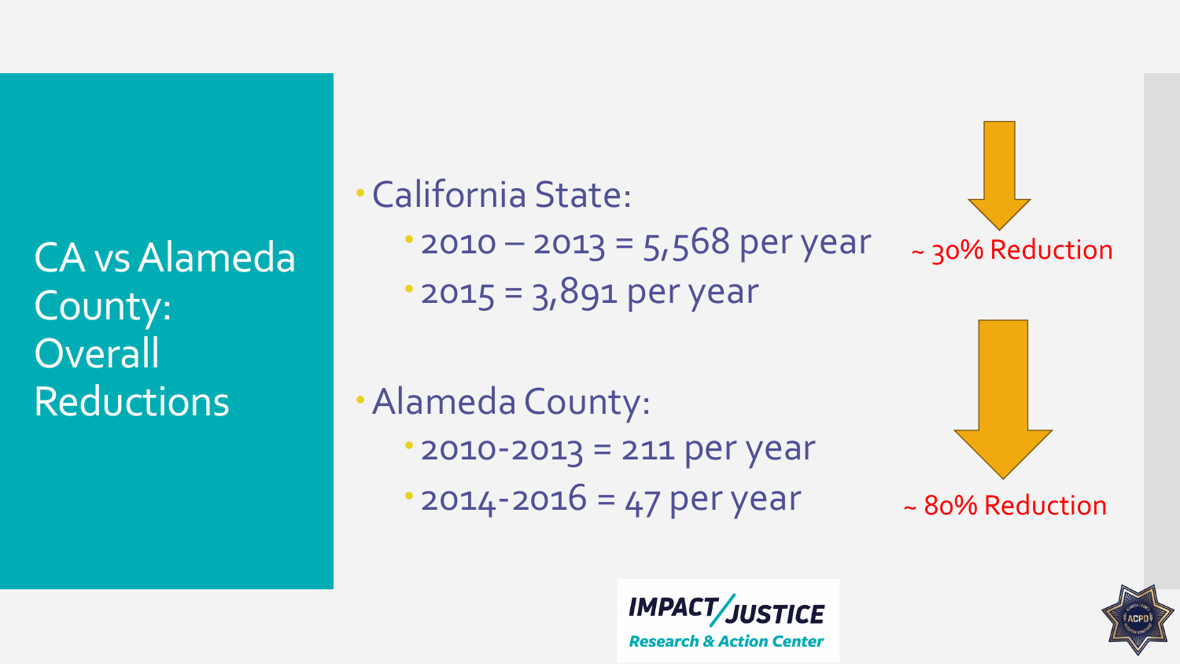# CA vs Alameda County: Overall Reductions

- California State:
  - 2010 – 2013 = 5,568 per year
  - 2015 = 3,891 per year

~ 30% Reduction

- Alameda County:
  - 2010-2013 = 211 per year
  - 2014-2016 = 47 per year

~ 80% Reduction

IMPACT/JUSTICE
Research & Action Center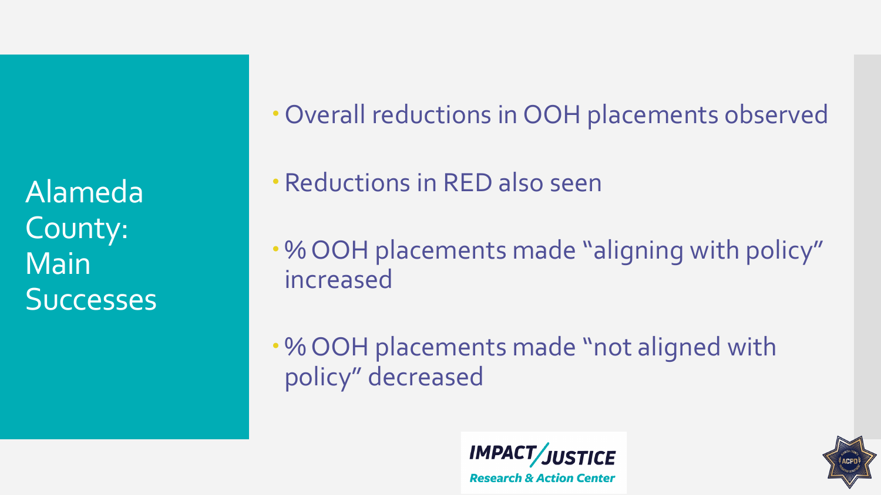# Alameda County: Main Successes

- Overall reductions in OOH placements observed
- Reductions in RED also seen
- % OOH placements made "aligning with policy" increased
- % OOH placements made "not aligned with policy" decreased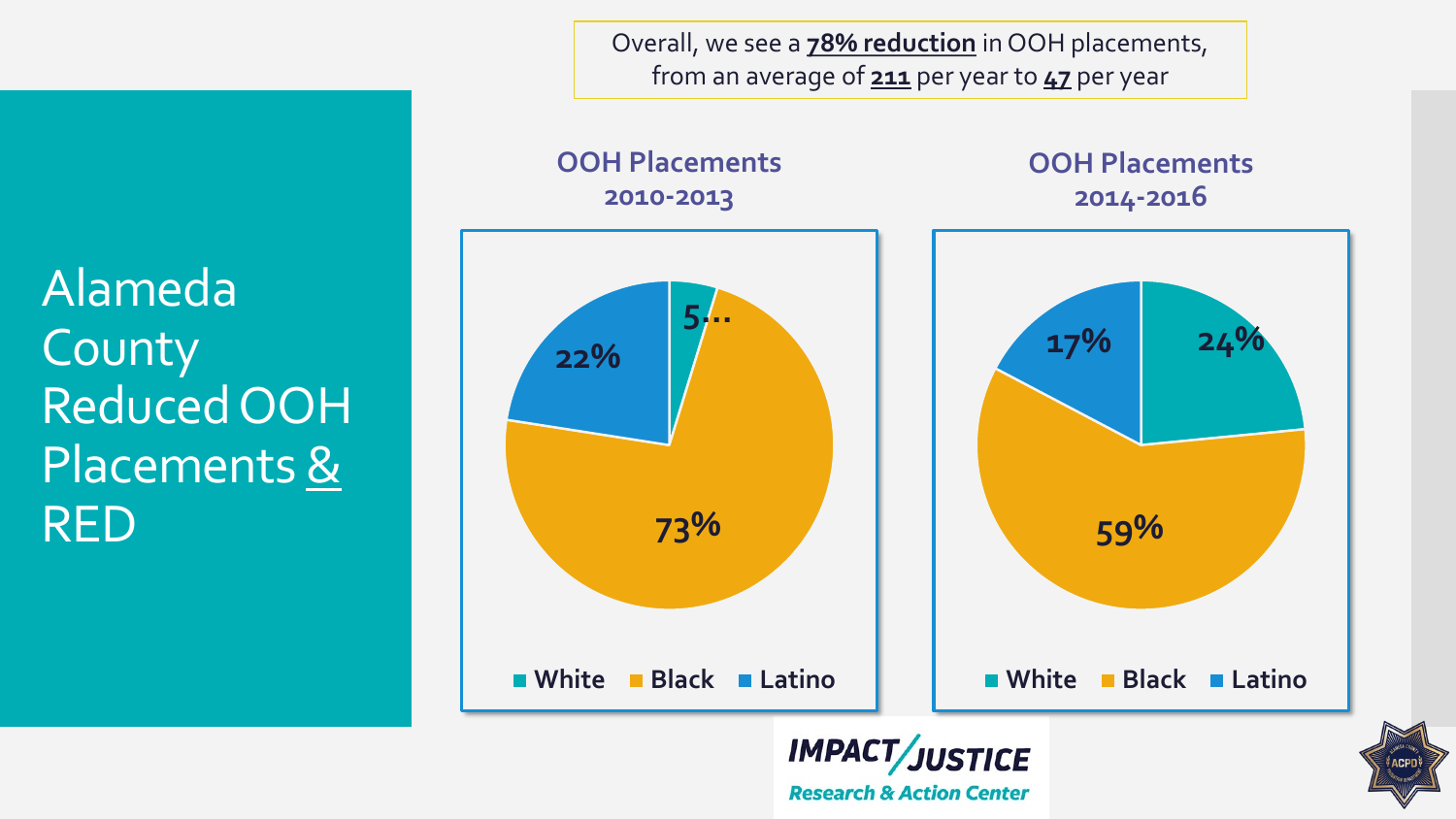# Alameda County Reduced OOH Placements & RED

Overall, we see a **78% reduction** in OOH placements, from an average of **211** per year to **47** per year

### OOH Placements 2010-2013

| White | Black | Latino |
| --- | --- | --- |
| 5... | 73% | 22% |

### OOH Placements 2014-2016

| White | Black | Latino |
| --- | --- | --- |
| 24% | 59% | 17% |

IMPACT/JUSTICE Research & Action Center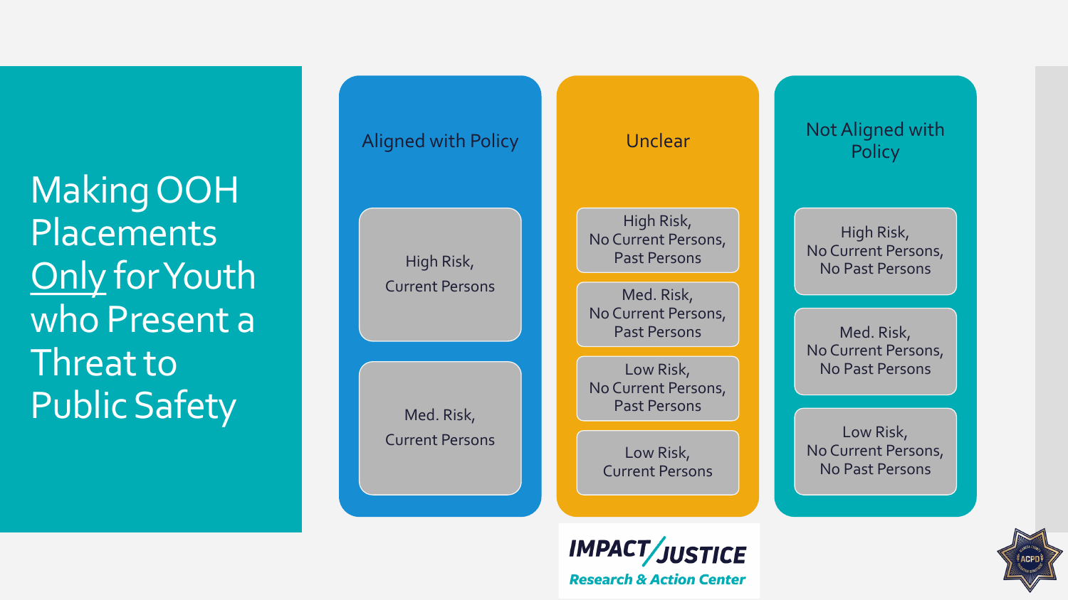# Making OOH Placements Only for Youth who Present a Threat to Public Safety

| Aligned with Policy | Unclear | Not Aligned with Policy |
|---|---|---|
| High Risk, Current Persons | High Risk, No Current Persons, Past Persons | High Risk, No Current Persons, No Past Persons |
| Med. Risk, Current Persons | Med. Risk, No Current Persons, Past Persons | Med. Risk, No Current Persons, No Past Persons |
| | Low Risk, No Current Persons, Past Persons | Low Risk, No Current Persons, No Past Persons |
| | Low Risk, Current Persons | |

IMPACT/JUSTICE Research & Action Center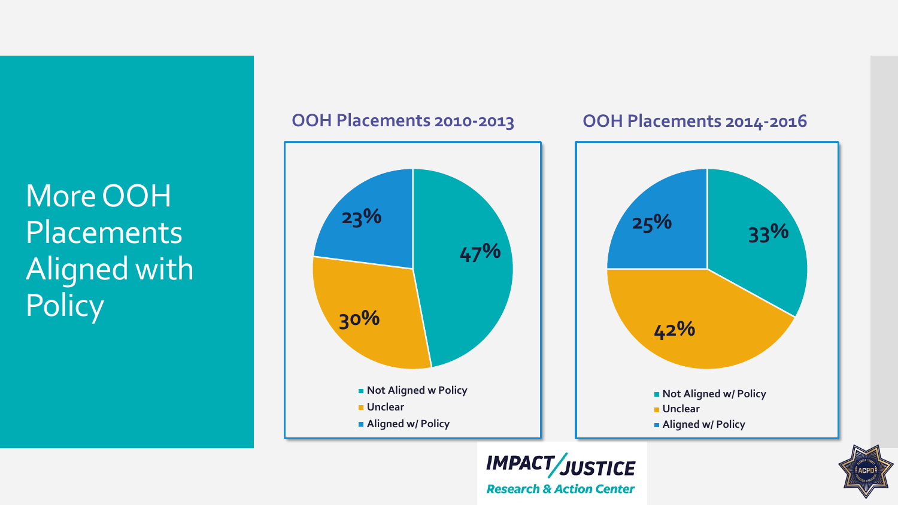# More OOH Placements Aligned with Policy

## OOH Placements 2010-2013

| Category | Percentage |
| --- | --- |
| Not Aligned w Policy | 47% |
| Unclear | 30% |
| Aligned w/ Policy | 23% |

## OOH Placements 2014-2016

| Category | Percentage |
| --- | --- |
| Not Aligned w/ Policy | 33% |
| Unclear | 42% |
| Aligned w/ Policy | 25% |

IMPACT/JUSTICE Research & Action Center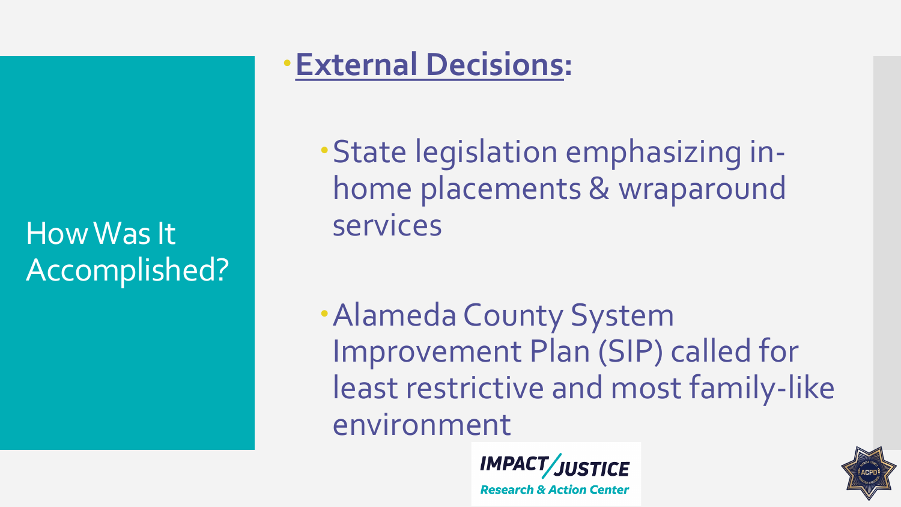# How Was It Accomplished?

- **External Decisions:**
  - State legislation emphasizing in-home placements & wraparound services
  - Alameda County System Improvement Plan (SIP) called for least restrictive and most family-like environment

IMPACT/JUSTICE Research & Action Center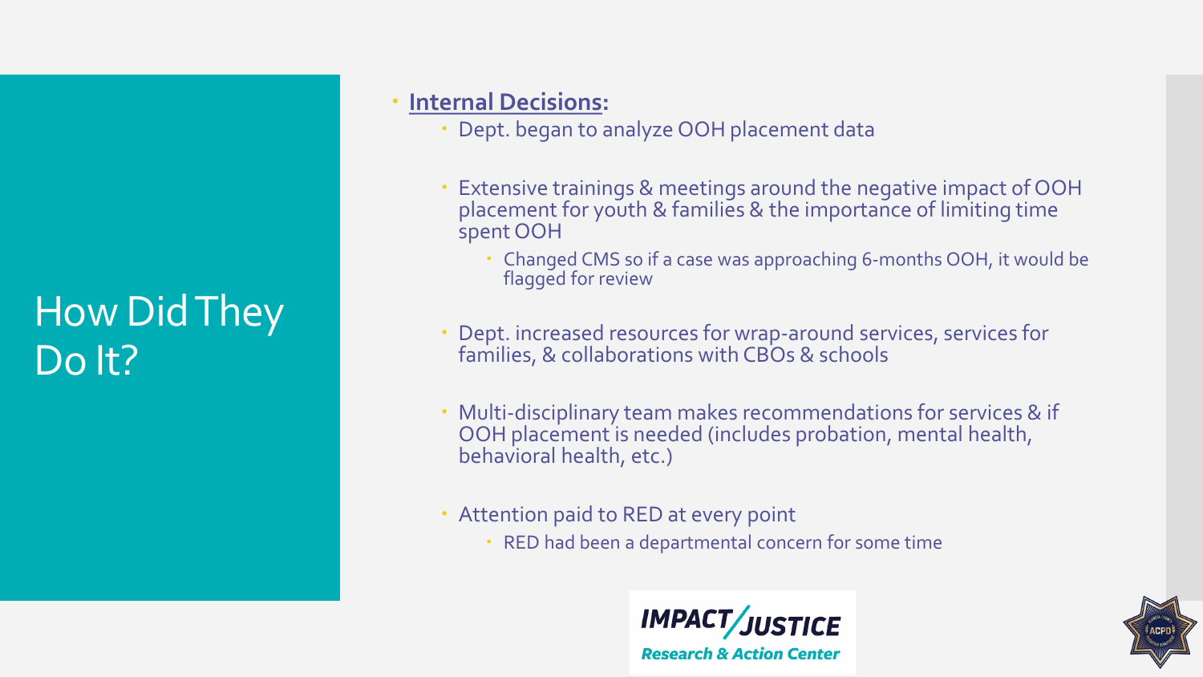# How Did They Do It?

- **Internal Decisions:**
  - Dept. began to analyze OOH placement data
  - Extensive trainings & meetings around the negative impact of OOH placement for youth & families & the importance of limiting time spent OOH
    - Changed CMS so if a case was approaching 6-months OOH, it would be flagged for review
  - Dept. increased resources for wrap-around services, services for families, & collaborations with CBOs & schools
  - Multi-disciplinary team makes recommendations for services & if OOH placement is needed (includes probation, mental health, behavioral health, etc.)
  - Attention paid to RED at every point
    - RED had been a departmental concern for some time

IMPACT/JUSTICE Research & Action Center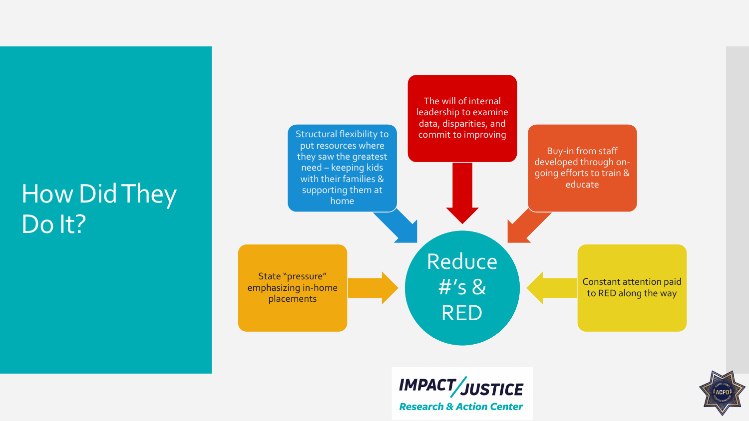# How Did They Do It?

**Reduce #'s & RED**

- The will of internal leadership to examine data, disparities, and commit to improving
- Structural flexibility to put resources where they saw the greatest need – keeping kids with their families & supporting them at home
- Buy-in from staff developed through on-going efforts to train & educate
- State "pressure" emphasizing in-home placements
- Constant attention paid to RED along the way

IMPACT JUSTICE
Research & Action Center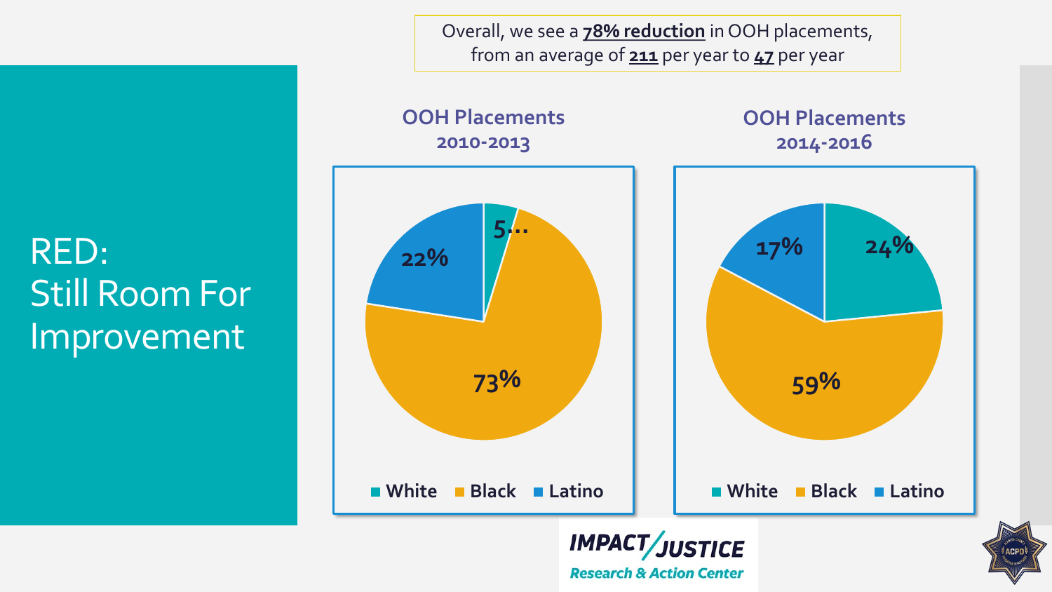# RED: Still Room For Improvement

Overall, we see a **78% reduction** in OOH placements, from an average of **211** per year to **47** per year

## OOH Placements 2010-2013

- White: 5…
- Black: 73%
- Latino: 22%

## OOH Placements 2014-2016

- White: 24%
- Black: 59%
- Latino: 17%

IMPACT/JUSTICE Research & Action Center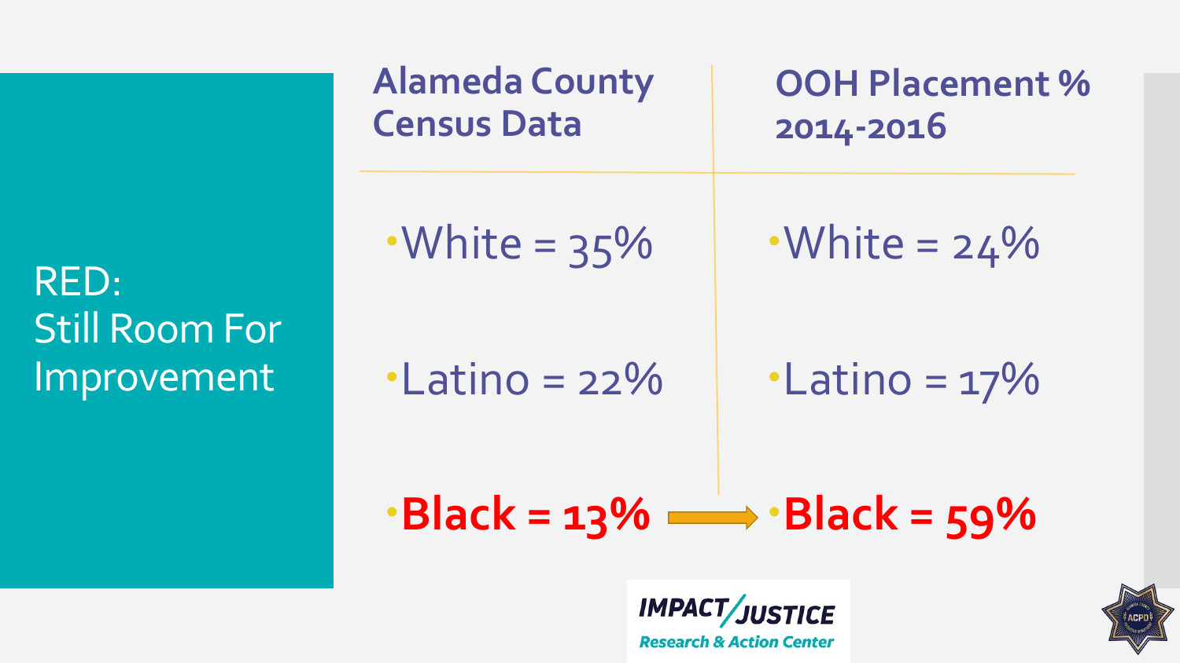# RED: Still Room For Improvement

| Alameda County Census Data | OOH Placement % 2014-2016 |
|---|---|
| White = 35% | White = 24% |
| Latino = 22% | Latino = 17% |
| **Black = 13%** → | **Black = 59%** |

IMPACT JUSTICE
Research & Action Center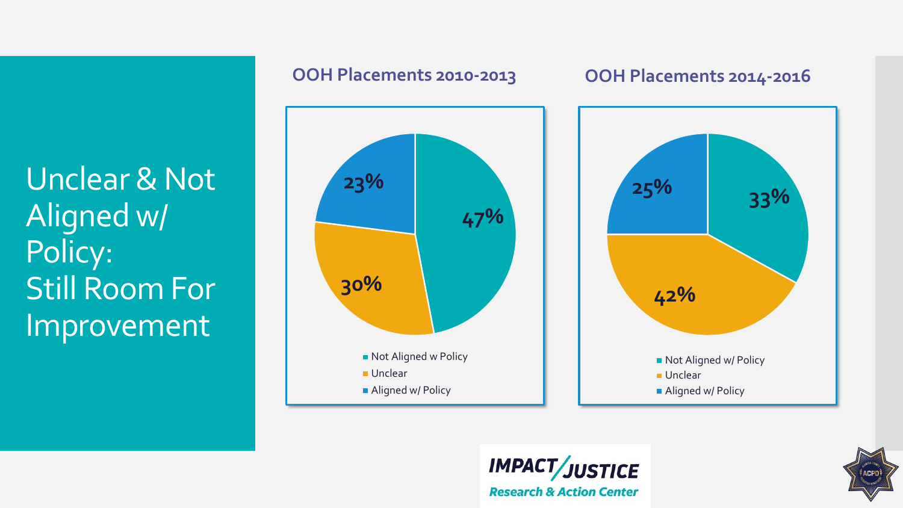# Unclear & Not Aligned w/ Policy: Still Room For Improvement

### OOH Placements 2010-2013

| Category | Percentage |
| --- | --- |
| Not Aligned w Policy | 47% |
| Unclear | 30% |
| Aligned w/ Policy | 23% |

### OOH Placements 2014-2016

| Category | Percentage |
| --- | --- |
| Not Aligned w/ Policy | 33% |
| Unclear | 42% |
| Aligned w/ Policy | 25% |

IMPACT/JUSTICE Research & Action Center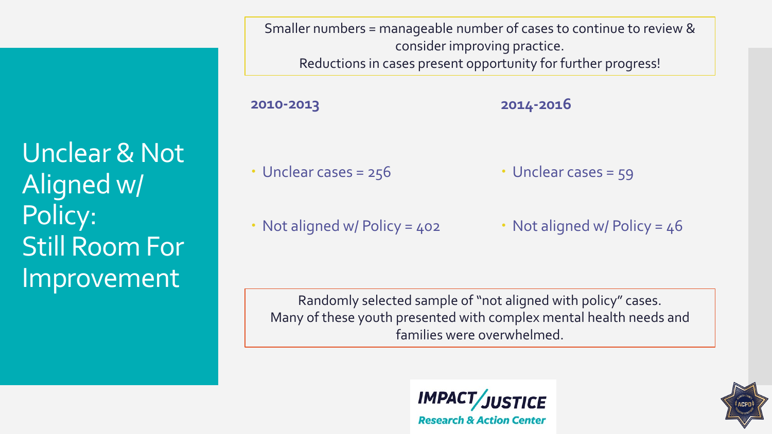# Unclear & Not Aligned w/ Policy: Still Room For Improvement

Smaller numbers = manageable number of cases to continue to review & consider improving practice.
Reductions in cases present opportunity for further progress!

**2010-2013**

- Unclear cases = 256
- Not aligned w/ Policy = 402

**2014-2016**

- Unclear cases = 59
- Not aligned w/ Policy = 46

Randomly selected sample of "not aligned with policy" cases.
Many of these youth presented with complex mental health needs and families were overwhelmed.

IMPACT/JUSTICE Research & Action Center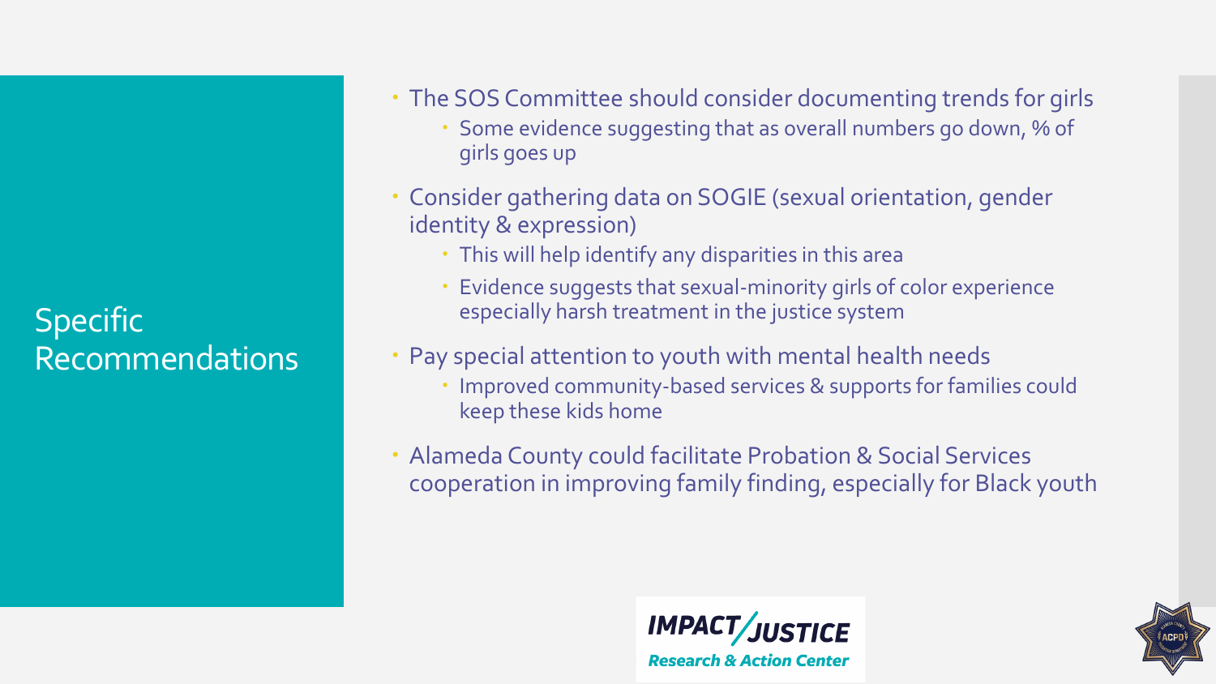# Specific Recommendations

- The SOS Committee should consider documenting trends for girls
  - Some evidence suggesting that as overall numbers go down, % of girls goes up
- Consider gathering data on SOGIE (sexual orientation, gender identity & expression)
  - This will help identify any disparities in this area
  - Evidence suggests that sexual-minority girls of color experience especially harsh treatment in the justice system
- Pay special attention to youth with mental health needs
  - Improved community-based services & supports for families could keep these kids home
- Alameda County could facilitate Probation & Social Services cooperation in improving family finding, especially for Black youth

IMPACT/JUSTICE Research & Action Center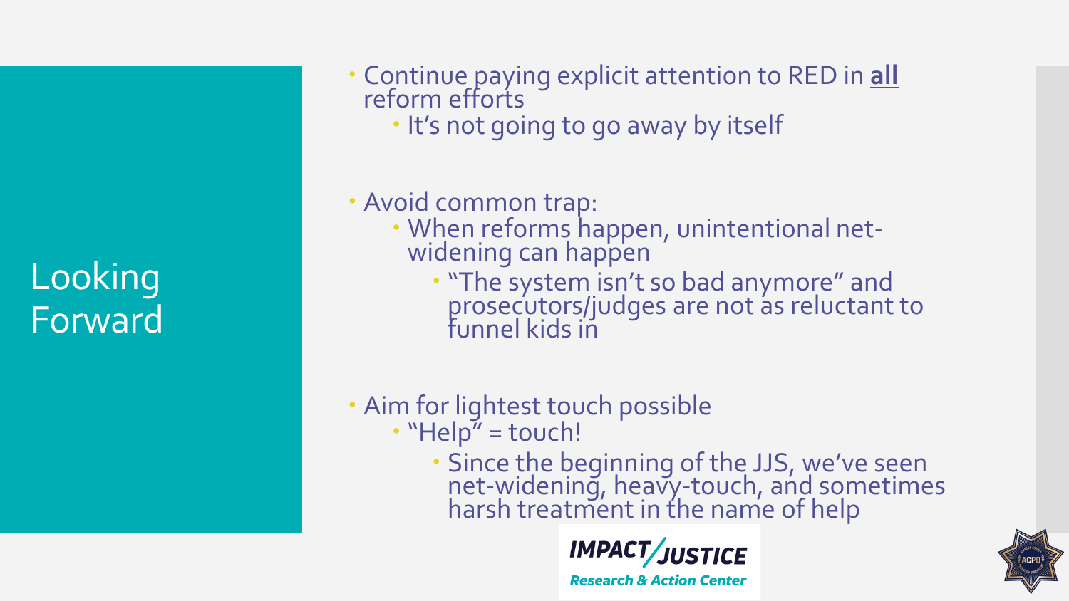# Looking Forward

- Continue paying explicit attention to RED in **all** reform efforts
  - It's not going to go away by itself

- Avoid common trap:
  - When reforms happen, unintentional net-widening can happen
    - "The system isn't so bad anymore" and prosecutors/judges are not as reluctant to funnel kids in

- Aim for lightest touch possible
  - "Help" = touch!
    - Since the beginning of the JJS, we've seen net-widening, heavy-touch, and sometimes harsh treatment in the name of help

IMPACT/JUSTICE Research & Action Center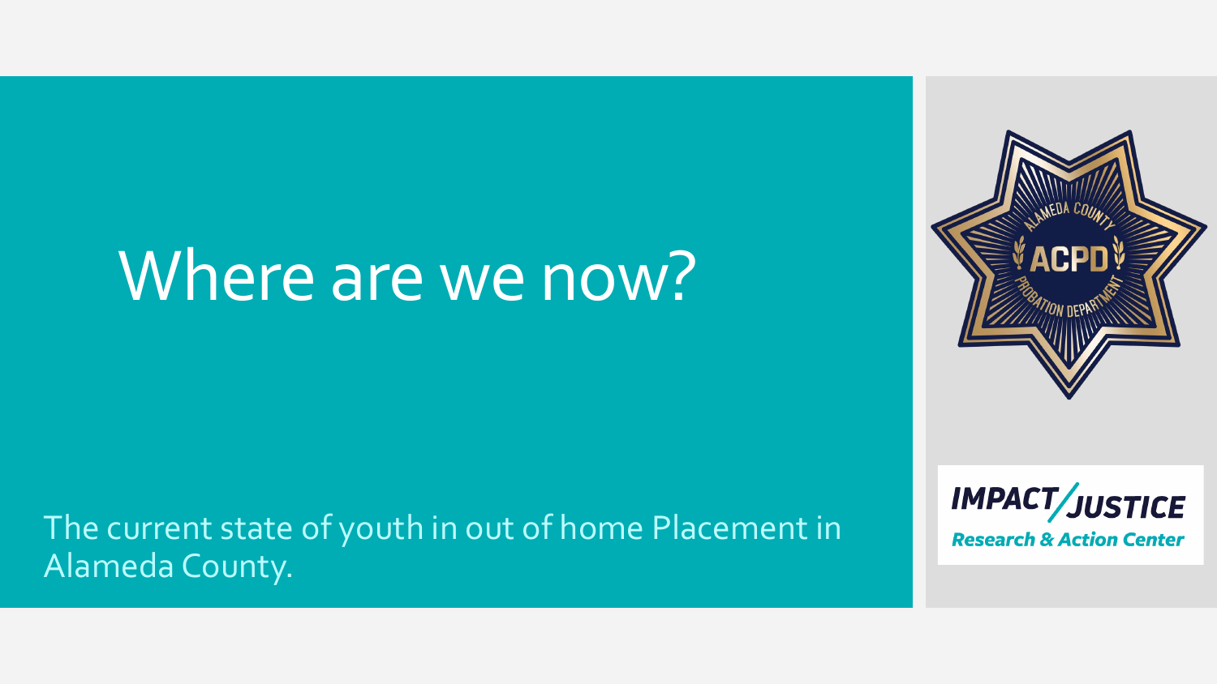# Where are we now?

The current state of youth in out of home Placement in Alameda County.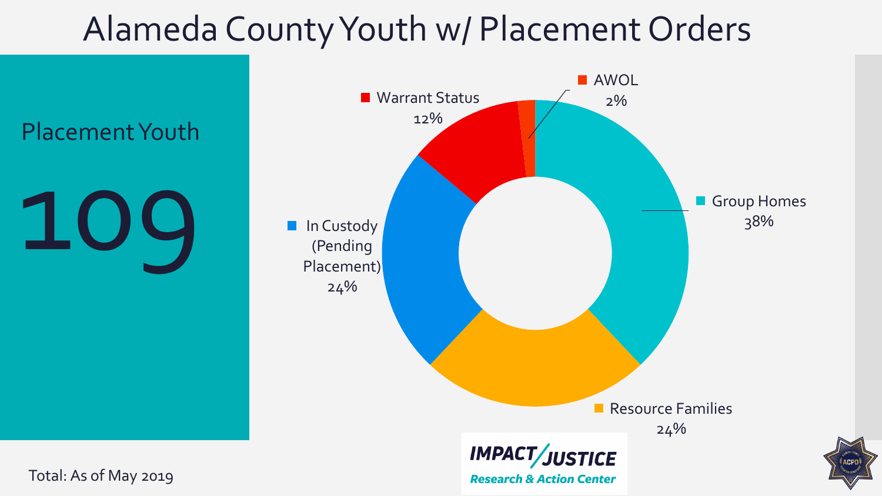# Alameda County Youth w/ Placement Orders

## Placement Youth

109

| Category | Percentage |
| --- | --- |
| Group Homes | 38% |
| Resource Families | 24% |
| In Custody (Pending Placement) | 24% |
| Warrant Status | 12% |
| AWOL | 2% |

Total: As of May 2019

IMPACT/JUSTICE Research & Action Center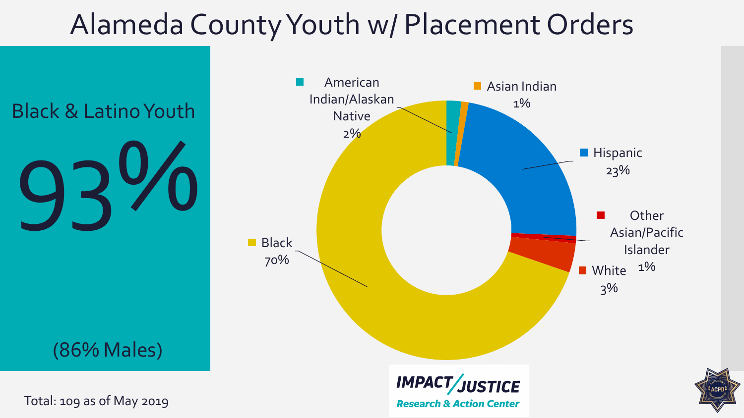# Alameda County Youth w/ Placement Orders

Black & Latino Youth

93%

(86% Males)

| Category | Percentage |
| --- | --- |
| American Indian/Alaskan Native | 2% |
| Asian Indian | 1% |
| Hispanic | 23% |
| Other Asian/Pacific Islander | 1% |
| White | 3% |
| Black | 70% |

Total: 109 as of May 2019

IMPACT/JUSTICE Research & Action Center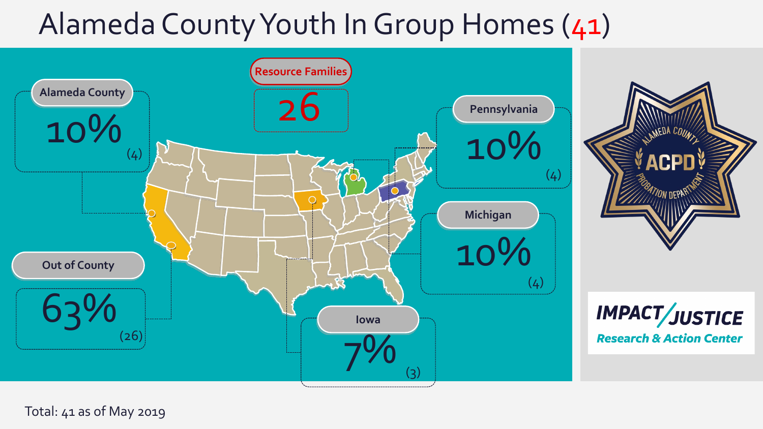# Alameda County Youth In Group Homes (41)

**Resource Families**

26

**Alameda County**

10%

(4)

**Out of County**

63%

(26)

**Pennsylvania**

10%

(4)

**Michigan**

10%

(4)

**Iowa**

7%

(3)

Total: 41 as of May 2019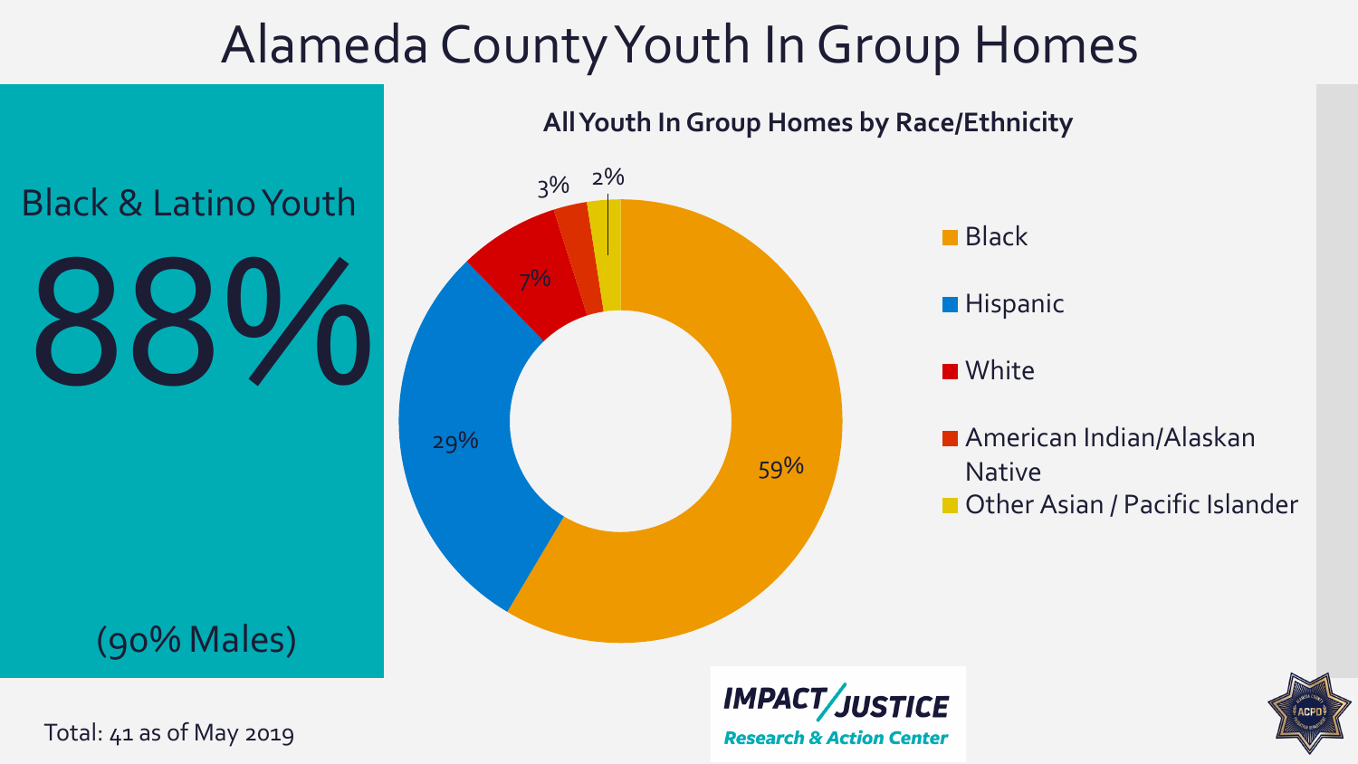# Alameda County Youth In Group Homes

Black & Latino Youth

88%

(90% Males)

Total: 41 as of May 2019

## All Youth In Group Homes by Race/Ethnicity

| Race/Ethnicity | Percent |
|---|---|
| Black | 59% |
| Hispanic | 29% |
| White | 7% |
| American Indian/Alaskan Native | 3% |
| Other Asian / Pacific Islander | 2% |

IMPACT/JUSTICE Research & Action Center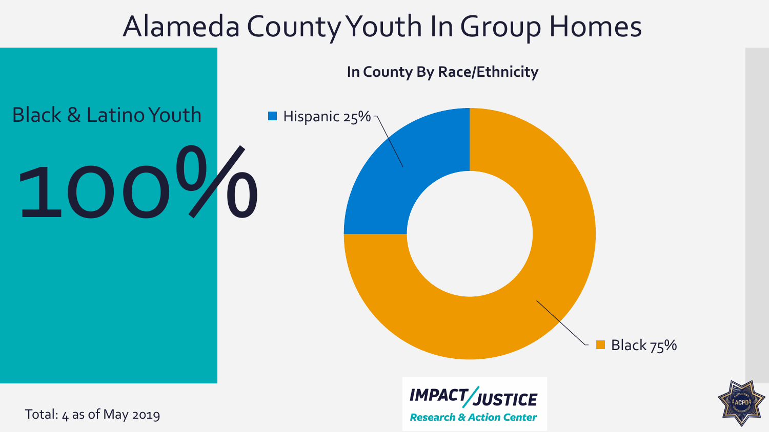# Alameda County Youth In Group Homes

Black & Latino Youth

100%

**In County By Race/Ethnicity**

- Hispanic 25%
- Black 75%

Total: 4 as of May 2019

IMPACT JUSTICE
Research & Action Center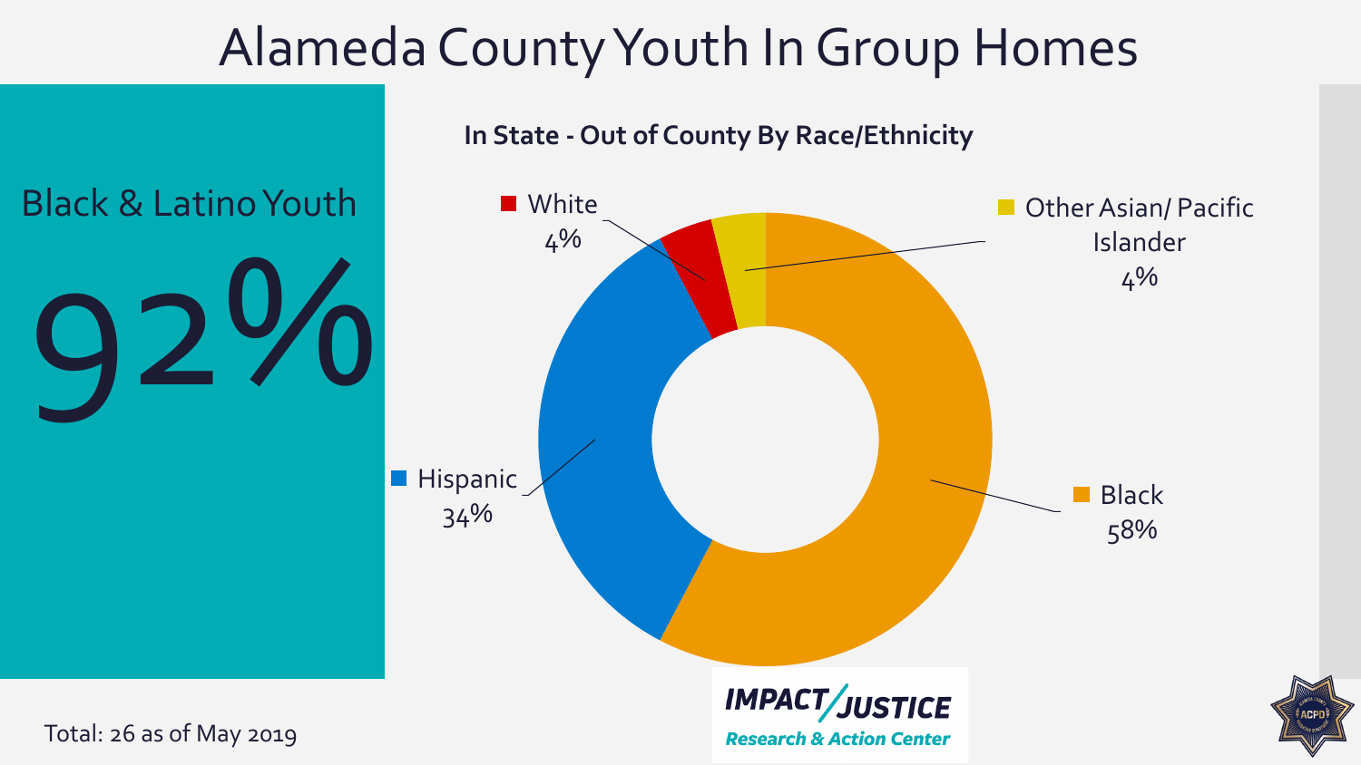# Alameda County Youth In Group Homes

Black & Latino Youth

92%

**In State - Out of County By Race/Ethnicity**

| Race/Ethnicity | Percent |
| --- | --- |
| Black | 58% |
| Hispanic | 34% |
| White | 4% |
| Other Asian/ Pacific Islander | 4% |

Total: 26 as of May 2019

IMPACT JUSTICE
Research & Action Center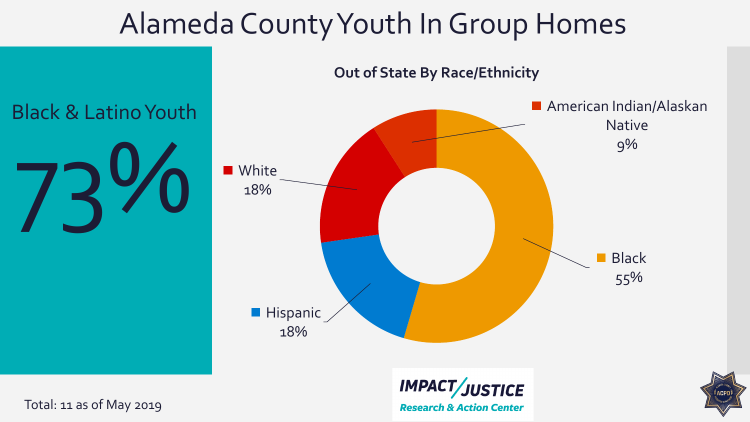# Alameda County Youth In Group Homes

Black & Latino Youth

73%

**Out of State By Race/Ethnicity**

- American Indian/Alaskan Native 9%
- White 18%
- Hispanic 18%
- Black 55%

Total: 11 as of May 2019

**IMPACT JUSTICE**
*Research & Action Center*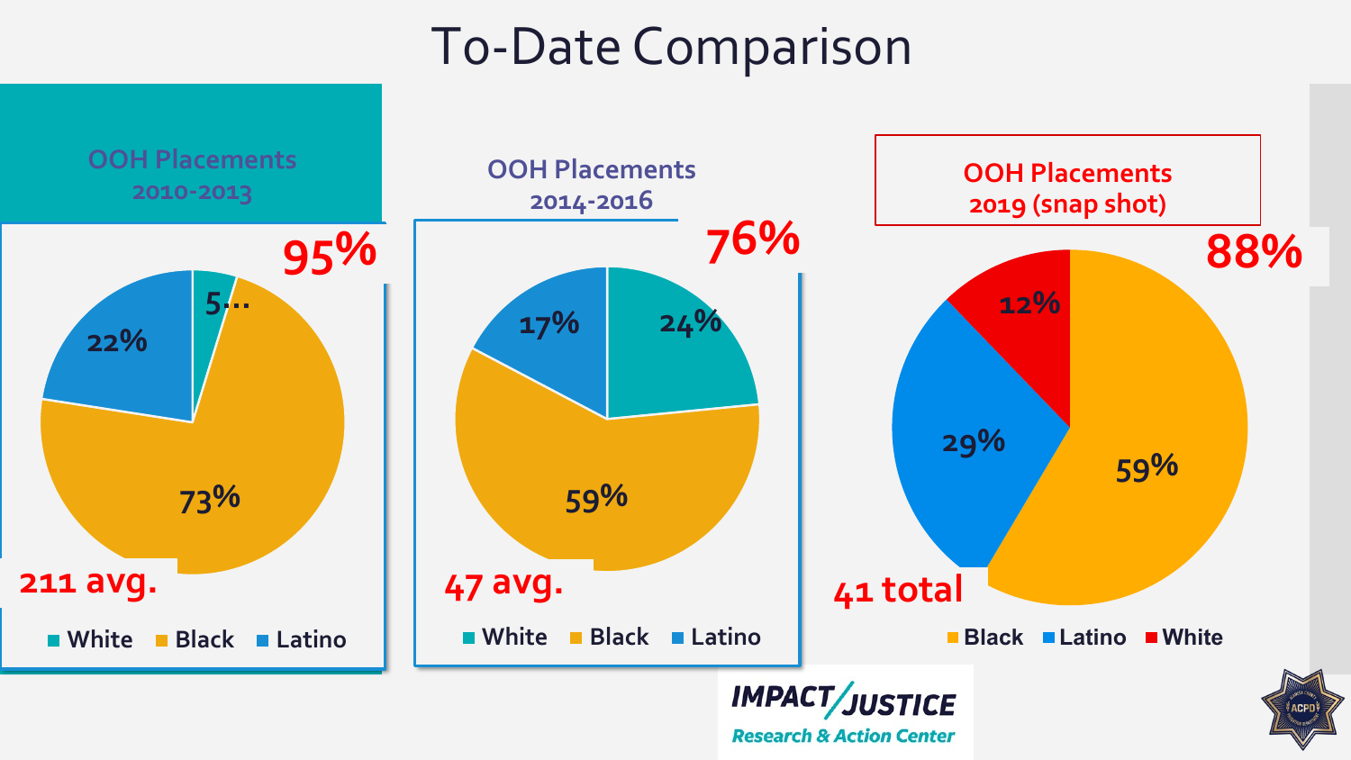# To-Date Comparison

## OOH Placements 2010-2013

**95%**

- White: 5…
- Black: 73%
- Latino: 22%

**211 avg.**

White · Black · Latino

## OOH Placements 2014-2016

**76%**

- White: 24%
- Black: 59%
- Latino: 17%

**47 avg.**

White · Black · Latino

## OOH Placements 2019 (snap shot)

**88%**

- Black: 59%
- Latino: 29%
- White: 12%

**41 total**

Black · Latino · White

IMPACT/JUSTICE
Research & Action Center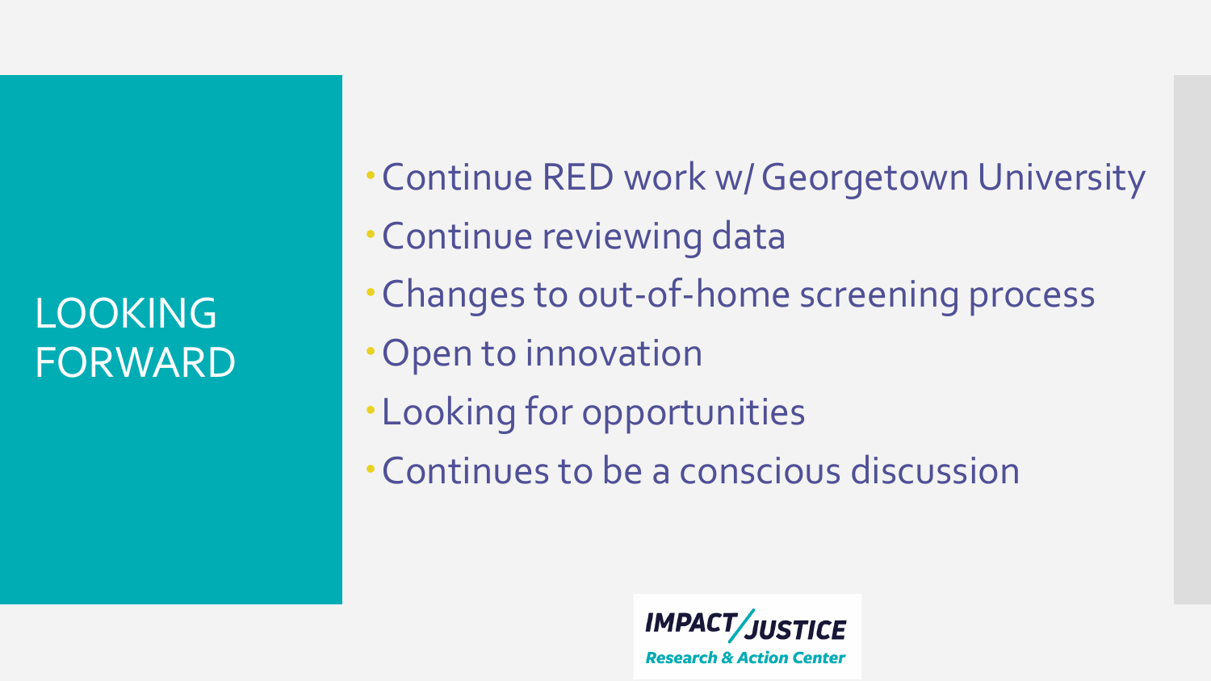# LOOKING FORWARD

- Continue RED work w/ Georgetown University
- Continue reviewing data
- Changes to out-of-home screening process
- Open to innovation
- Looking for opportunities
- Continues to be a conscious discussion

IMPACT/JUSTICE
Research & Action Center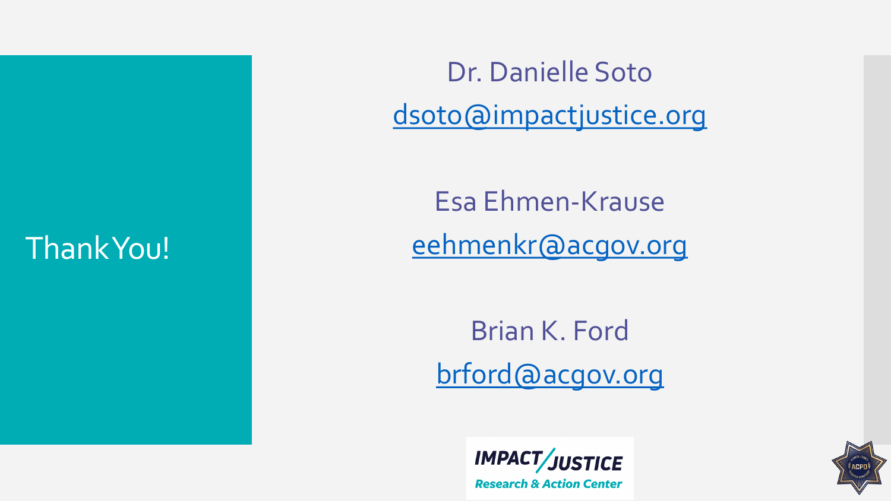# Thank You!

Dr. Danielle Soto

dsoto@impactjustice.org

Esa Ehmen-Krause

eehmenkr@acgov.org

Brian K. Ford

brford@acgov.org

IMPACT/JUSTICE

Research & Action Center